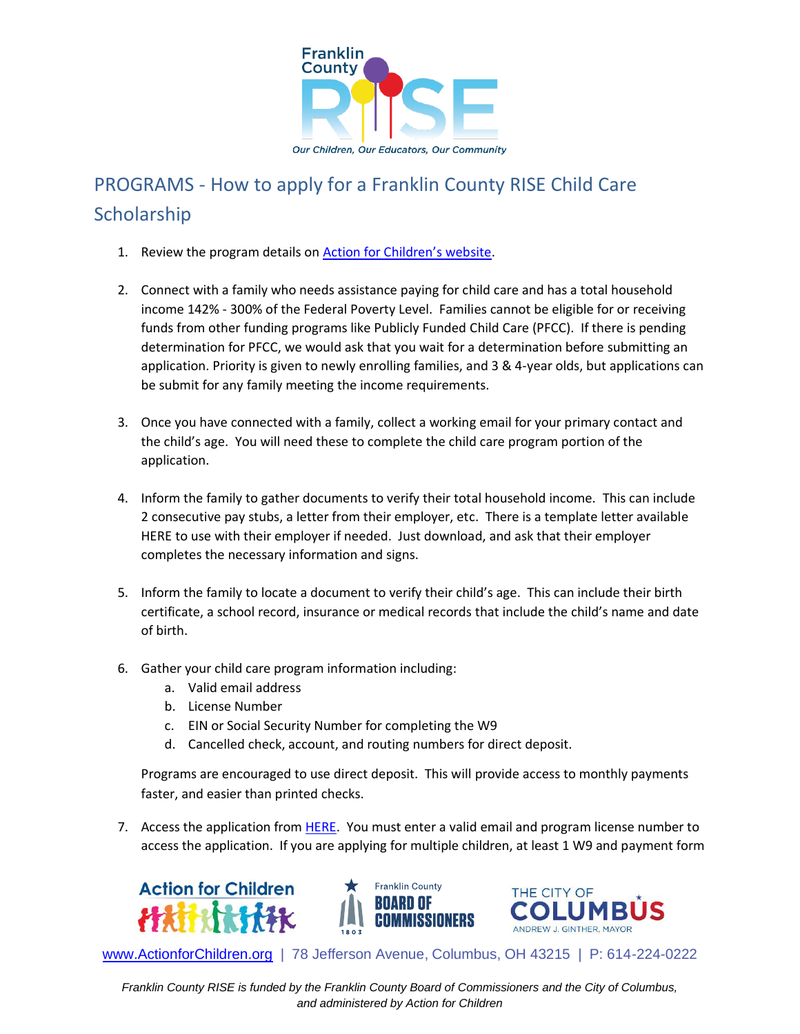# PROGRAMS - How to apply for a Franklin County RISE Child Care Scholarship

1. Review the program details on Action for Children's website.

2. Connect with a family who needs assistance paying for child care and has a total household income 142% - 300% of the Federal Poverty Level. Families cannot be eligible for or receiving funds from other funding programs like Publicly Funded Child Care (PFCC). If there is pending determination for PFCC, we would ask that you wait for a determination before submitting an application. Priority is given to newly enrolling families, and 3 & 4-year olds, but applications can be submit for any family meeting the income requirements.

3. Once you have connected with a family, collect a working email for your primary contact and the child's age. You will need these to complete the child care program portion of the application.

4. Inform the family to gather documents to verify their total household income. This can include 2 consecutive pay stubs, a letter from their employer, etc. There is a template letter available HERE to use with their employer if needed. Just download, and ask that their employer completes the necessary information and signs.

5. Inform the family to locate a document to verify their child's age. This can include their birth certificate, a school record, insurance or medical records that include the child's name and date of birth.

6. Gather your child care program information including:
   a. Valid email address
   b. License Number
   c. EIN or Social Security Number for completing the W9
   d. Cancelled check, account, and routing numbers for direct deposit.

   Programs are encouraged to use direct deposit. This will provide access to monthly payments faster, and easier than printed checks.

7. Access the application from HERE. You must enter a valid email and program license number to access the application. If you are applying for multiple children, at least 1 W9 and payment form

www.ActionforChildren.org | 78 Jefferson Avenue, Columbus, OH 43215 | P: 614-224-0222

*Franklin County RISE is funded by the Franklin County Board of Commissioners and the City of Columbus, and administered by Action for Children*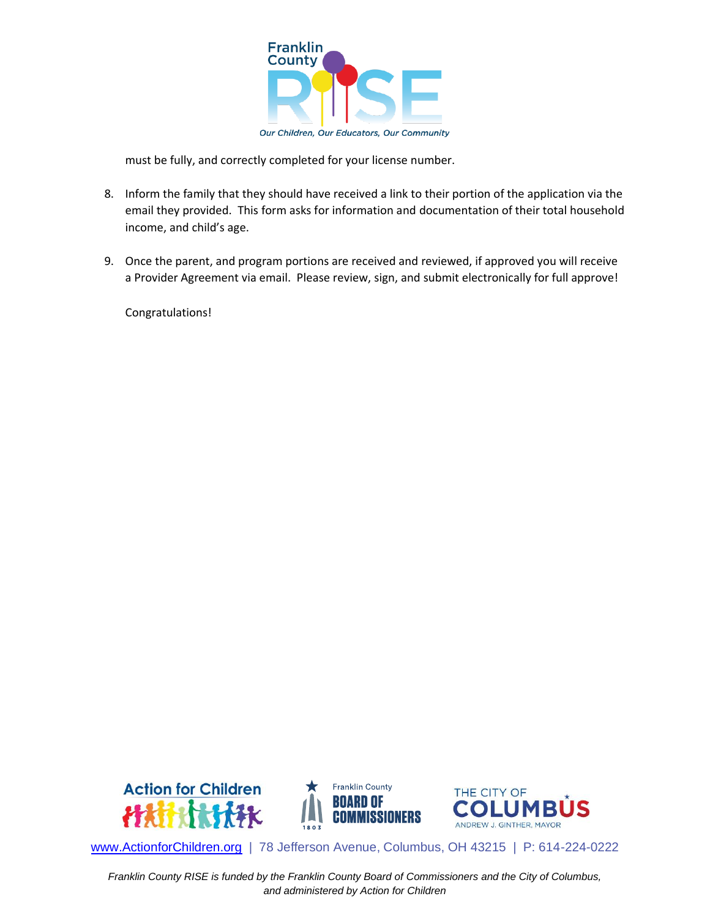must be fully, and correctly completed for your license number.

8. Inform the family that they should have received a link to their portion of the application via the email they provided. This form asks for information and documentation of their total household income, and child's age.

9. Once the parent, and program portions are received and reviewed, if approved you will receive a Provider Agreement via email. Please review, sign, and submit electronically for full approve!

   Congratulations!

www.ActionforChildren.org | 78 Jefferson Avenue, Columbus, OH 43215 | P: 614-224-0222

*Franklin County RISE is funded by the Franklin County Board of Commissioners and the City of Columbus, and administered by Action for Children*